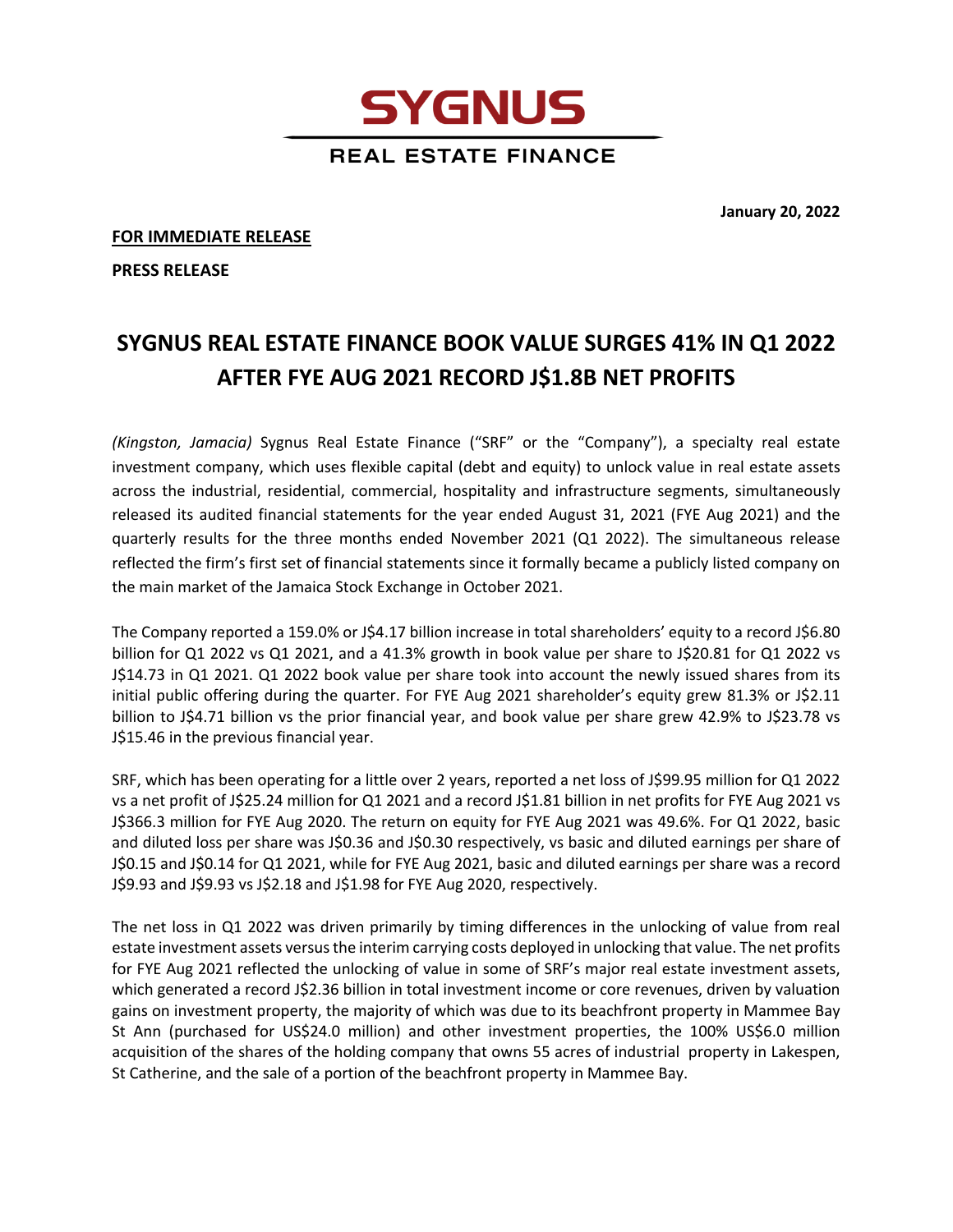# SYGNUS

REAL ESTATE FINANCE

**January 20, 2022**

**FOR IMMEDIATE RELEASE**

**PRESS RELEASE**

## SYGNUS REAL ESTATE FINANCE BOOK VALUE SURGES 41% IN Q1 2022 AFTER FYE AUG 2021 RECORD J$1.8B NET PROFITS

*(Kingston, Jamacia)* Sygnus Real Estate Finance ("SRF" or the "Company"), a specialty real estate investment company, which uses flexible capital (debt and equity) to unlock value in real estate assets across the industrial, residential, commercial, hospitality and infrastructure segments, simultaneously released its audited financial statements for the year ended August 31, 2021 (FYE Aug 2021) and the quarterly results for the three months ended November 2021 (Q1 2022). The simultaneous release reflected the firm's first set of financial statements since it formally became a publicly listed company on the main market of the Jamaica Stock Exchange in October 2021.

The Company reported a 159.0% or J$4.17 billion increase in total shareholders' equity to a record J$6.80 billion for Q1 2022 vs Q1 2021, and a 41.3% growth in book value per share to J$20.81 for Q1 2022 vs J$14.73 in Q1 2021. Q1 2022 book value per share took into account the newly issued shares from its initial public offering during the quarter. For FYE Aug 2021 shareholder's equity grew 81.3% or J$2.11 billion to J$4.71 billion vs the prior financial year, and book value per share grew 42.9% to J$23.78 vs J$15.46 in the previous financial year.

SRF, which has been operating for a little over 2 years, reported a net loss of J$99.95 million for Q1 2022 vs a net profit of J$25.24 million for Q1 2021 and a record J$1.81 billion in net profits for FYE Aug 2021 vs J$366.3 million for FYE Aug 2020. The return on equity for FYE Aug 2021 was 49.6%. For Q1 2022, basic and diluted loss per share was J$0.36 and J$0.30 respectively, vs basic and diluted earnings per share of J$0.15 and J$0.14 for Q1 2021, while for FYE Aug 2021, basic and diluted earnings per share was a record J$9.93 and J$9.93 vs J$2.18 and J$1.98 for FYE Aug 2020, respectively.

The net loss in Q1 2022 was driven primarily by timing differences in the unlocking of value from real estate investment assets versus the interim carrying costs deployed in unlocking that value. The net profits for FYE Aug 2021 reflected the unlocking of value in some of SRF's major real estate investment assets, which generated a record J$2.36 billion in total investment income or core revenues, driven by valuation gains on investment property, the majority of which was due to its beachfront property in Mammee Bay St Ann (purchased for US$24.0 million) and other investment properties, the 100% US$6.0 million acquisition of the shares of the holding company that owns 55 acres of industrial property in Lakespen, St Catherine, and the sale of a portion of the beachfront property in Mammee Bay.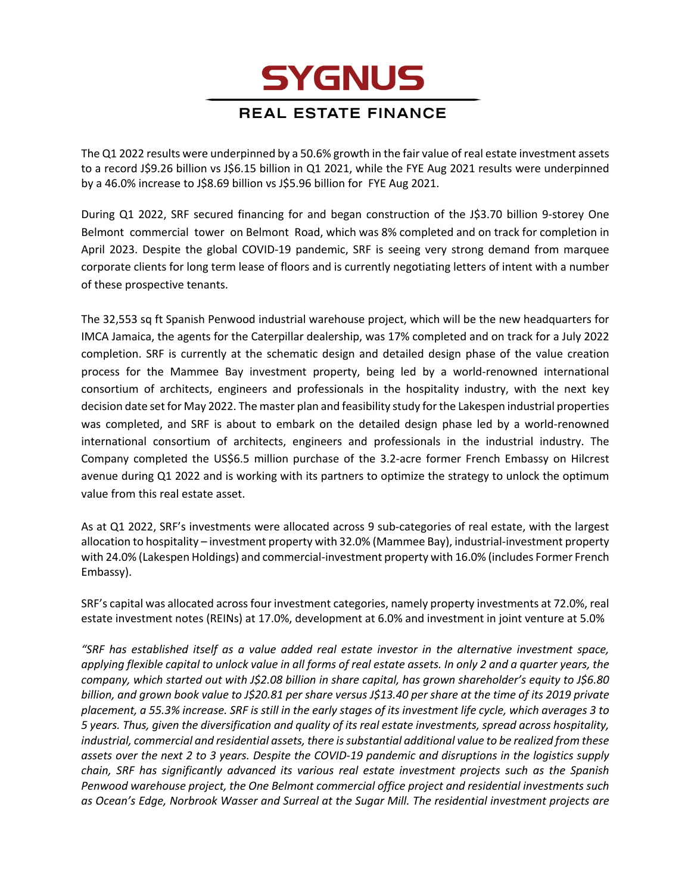# SYGNUS

## REAL ESTATE FINANCE

The Q1 2022 results were underpinned by a 50.6% growth in the fair value of real estate investment assets to a record J$9.26 billion vs J$6.15 billion in Q1 2021, while the FYE Aug 2021 results were underpinned by a 46.0% increase to J$8.69 billion vs J$5.96 billion for FYE Aug 2021.

During Q1 2022, SRF secured financing for and began construction of the J$3.70 billion 9-storey One Belmont commercial tower on Belmont Road, which was 8% completed and on track for completion in April 2023. Despite the global COVID-19 pandemic, SRF is seeing very strong demand from marquee corporate clients for long term lease of floors and is currently negotiating letters of intent with a number of these prospective tenants.

The 32,553 sq ft Spanish Penwood industrial warehouse project, which will be the new headquarters for IMCA Jamaica, the agents for the Caterpillar dealership, was 17% completed and on track for a July 2022 completion. SRF is currently at the schematic design and detailed design phase of the value creation process for the Mammee Bay investment property, being led by a world-renowned international consortium of architects, engineers and professionals in the hospitality industry, with the next key decision date set for May 2022. The master plan and feasibility study for the Lakespen industrial properties was completed, and SRF is about to embark on the detailed design phase led by a world-renowned international consortium of architects, engineers and professionals in the industrial industry. The Company completed the US$6.5 million purchase of the 3.2-acre former French Embassy on Hilcrest avenue during Q1 2022 and is working with its partners to optimize the strategy to unlock the optimum value from this real estate asset.

As at Q1 2022, SRF's investments were allocated across 9 sub-categories of real estate, with the largest allocation to hospitality – investment property with 32.0% (Mammee Bay), industrial-investment property with 24.0% (Lakespen Holdings) and commercial-investment property with 16.0% (includes Former French Embassy).

SRF's capital was allocated across four investment categories, namely property investments at 72.0%, real estate investment notes (REINs) at 17.0%, development at 6.0% and investment in joint venture at 5.0%

*"SRF has established itself as a value added real estate investor in the alternative investment space, applying flexible capital to unlock value in all forms of real estate assets. In only 2 and a quarter years, the company, which started out with J$2.08 billion in share capital, has grown shareholder's equity to J$6.80 billion, and grown book value to J$20.81 per share versus J$13.40 per share at the time of its 2019 private placement, a 55.3% increase. SRF is still in the early stages of its investment life cycle, which averages 3 to 5 years. Thus, given the diversification and quality of its real estate investments, spread across hospitality, industrial, commercial and residential assets, there is substantial additional value to be realized from these assets over the next 2 to 3 years. Despite the COVID-19 pandemic and disruptions in the logistics supply chain, SRF has significantly advanced its various real estate investment projects such as the Spanish Penwood warehouse project, the One Belmont commercial office project and residential investments such as Ocean's Edge, Norbrook Wasser and Surreal at the Sugar Mill. The residential investment projects are*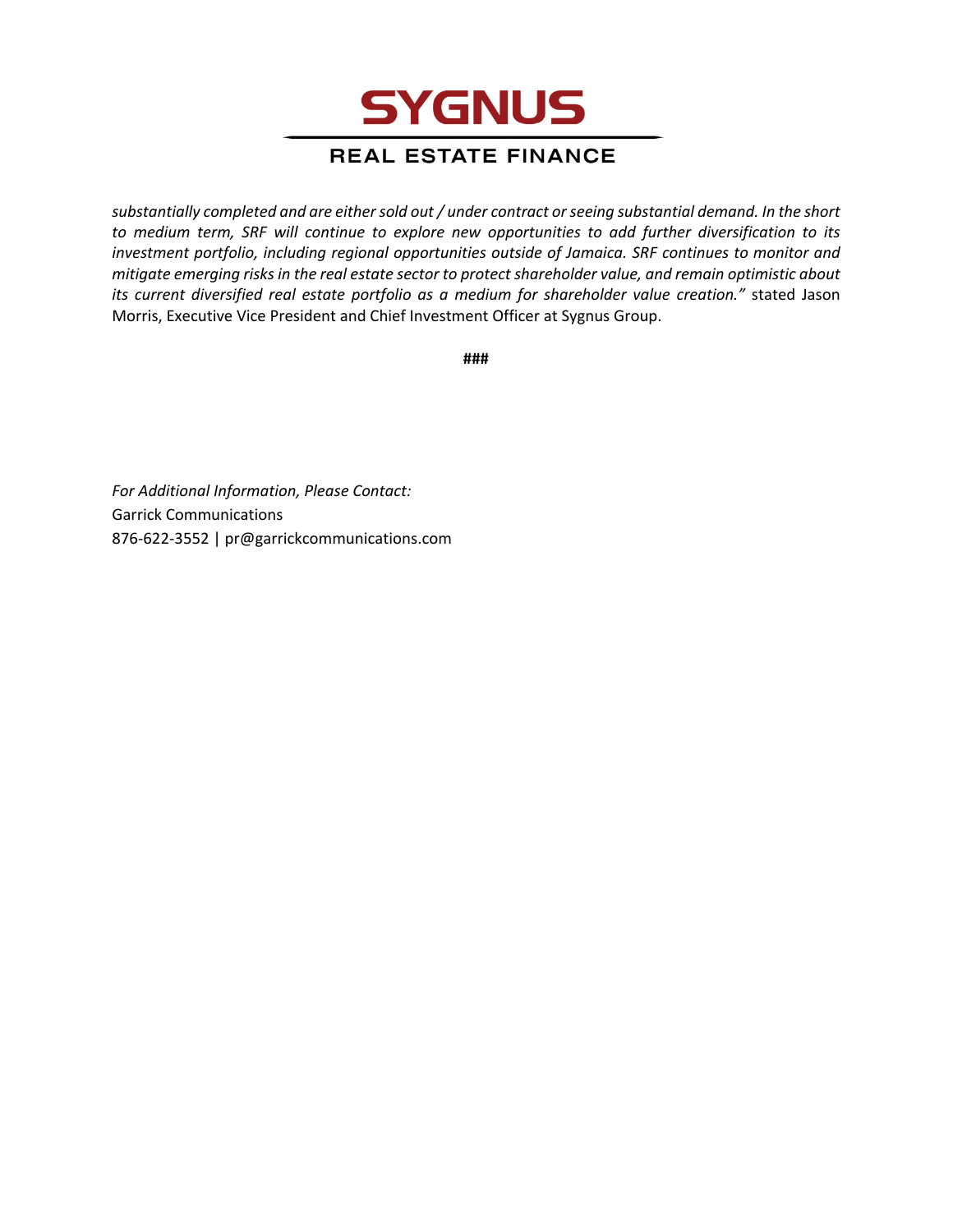*substantially completed and are either sold out / under contract or seeing substantial demand. In the short to medium term, SRF will continue to explore new opportunities to add further diversification to its investment portfolio, including regional opportunities outside of Jamaica. SRF continues to monitor and mitigate emerging risks in the real estate sector to protect shareholder value, and remain optimistic about its current diversified real estate portfolio as a medium for shareholder value creation."* stated Jason Morris, Executive Vice President and Chief Investment Officer at Sygnus Group.

**###**

*For Additional Information, Please Contact:*
Garrick Communications
876-622-3552 | pr@garrickcommunications.com